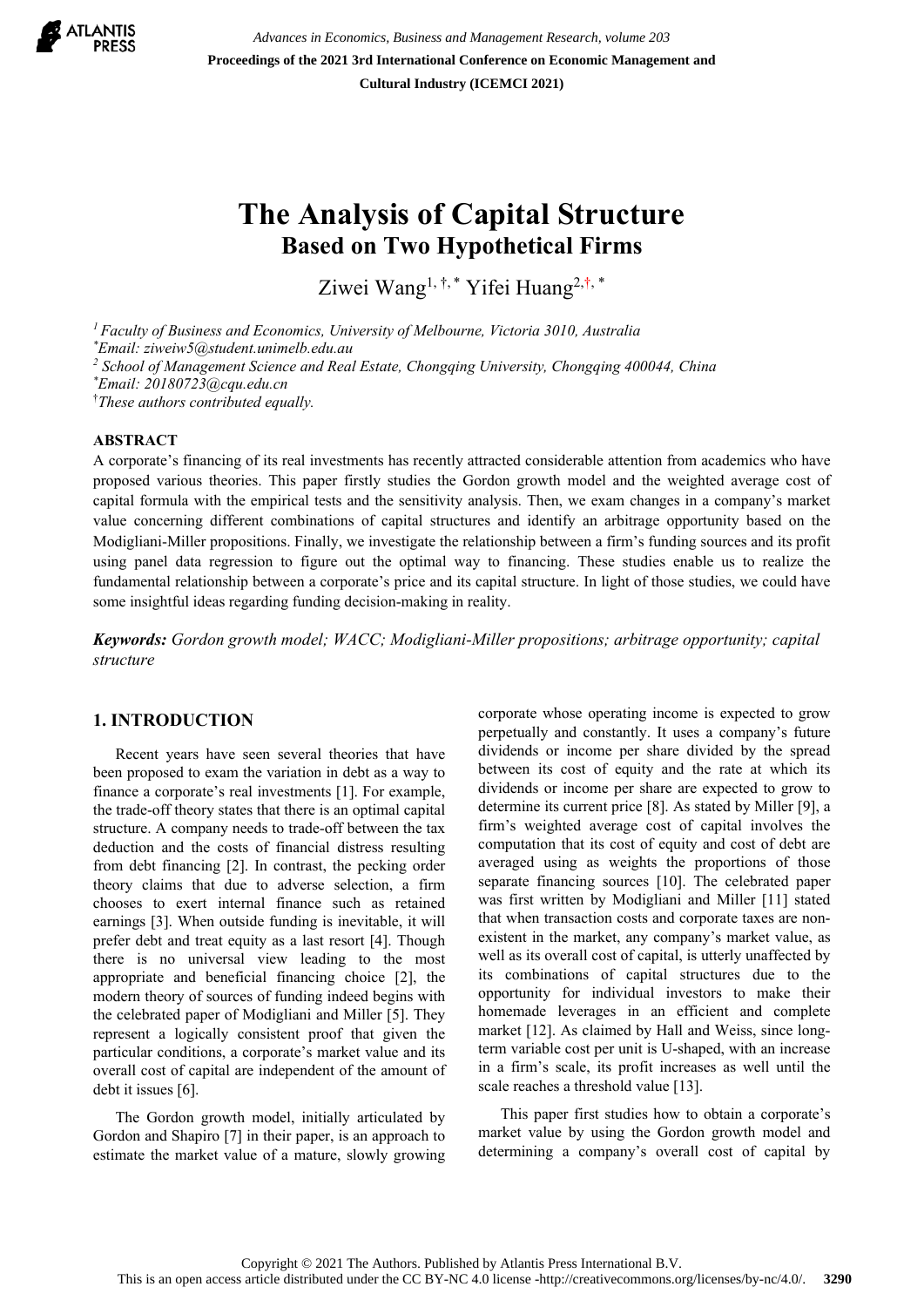# The Analysis of Capital Structure

## Based on Two Hypothetical Firms

Ziwei Wang[1, †, *] Yifei Huang[2, †, *]

[1] Faculty of Business and Economics, University of Melbourne, Victoria 3010, Australia
[*]Email: ziweiw5@student.unimelb.edu.au
[2] School of Management Science and Real Estate, Chongqing University, Chongqing 400044, China
[*]Email: 20180723@cqu.edu.cn
[†]These authors contributed equally.

**ABSTRACT**

A corporate's financing of its real investments has recently attracted considerable attention from academics who have proposed various theories. This paper firstly studies the Gordon growth model and the weighted average cost of capital formula with the empirical tests and the sensitivity analysis. Then, we exam changes in a company's market value concerning different combinations of capital structures and identify an arbitrage opportunity based on the Modigliani-Miller propositions. Finally, we investigate the relationship between a firm's funding sources and its profit using panel data regression to figure out the optimal way to financing. These studies enable us to realize the fundamental relationship between a corporate's price and its capital structure. In light of those studies, we could have some insightful ideas regarding funding decision-making in reality.

***Keywords:*** *Gordon growth model; WACC; Modigliani-Miller propositions; arbitrage opportunity; capital structure*

## 1. INTRODUCTION

Recent years have seen several theories that have been proposed to exam the variation in debt as a way to finance a corporate's real investments [1]. For example, the trade-off theory states that there is an optimal capital structure. A company needs to trade-off between the tax deduction and the costs of financial distress resulting from debt financing [2]. In contrast, the pecking order theory claims that due to adverse selection, a firm chooses to exert internal finance such as retained earnings [3]. When outside funding is inevitable, it will prefer debt and treat equity as a last resort [4]. Though there is no universal view leading to the most appropriate and beneficial financing choice [2], the modern theory of sources of funding indeed begins with the celebrated paper of Modigliani and Miller [5]. They represent a logically consistent proof that given the particular conditions, a corporate's market value and its overall cost of capital are independent of the amount of debt it issues [6].

The Gordon growth model, initially articulated by Gordon and Shapiro [7] in their paper, is an approach to estimate the market value of a mature, slowly growing corporate whose operating income is expected to grow perpetually and constantly. It uses a company's future dividends or income per share divided by the spread between its cost of equity and the rate at which its dividends or income per share are expected to grow to determine its current price [8]. As stated by Miller [9], a firm's weighted average cost of capital involves the computation that its cost of equity and cost of debt are averaged using as weights the proportions of those separate financing sources [10]. The celebrated paper was first written by Modigliani and Miller [11] stated that when transaction costs and corporate taxes are non-existent in the market, any company's market value, as well as its overall cost of capital, is utterly unaffected by its combinations of capital structures due to the opportunity for individual investors to make their homemade leverages in an efficient and complete market [12]. As claimed by Hall and Weiss, since long-term variable cost per unit is U-shaped, with an increase in a firm's scale, its profit increases as well until the scale reaches a threshold value [13].

This paper first studies how to obtain a corporate's market value by using the Gordon growth model and determining a company's overall cost of capital by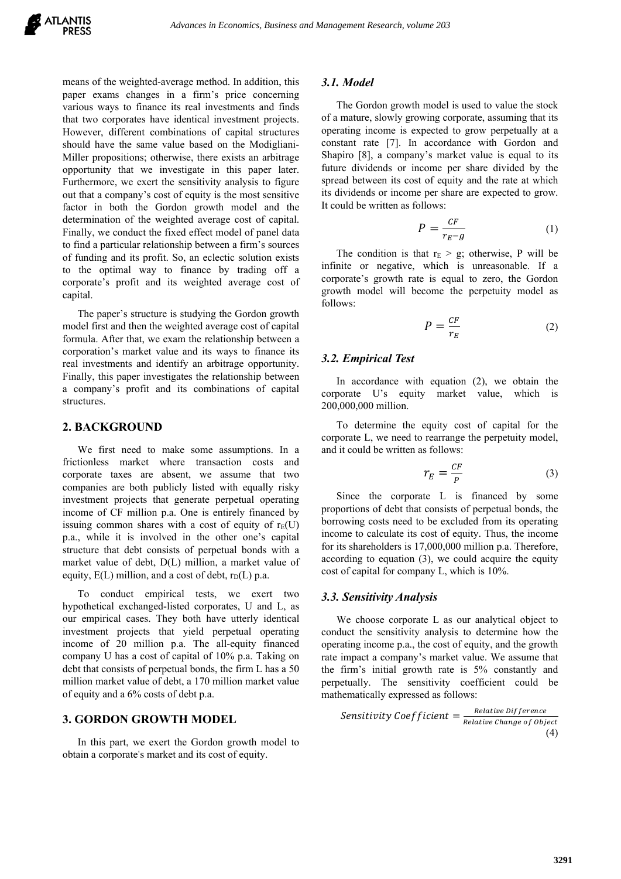means of the weighted-average method. In addition, this paper exams changes in a firm's price concerning various ways to finance its real investments and finds that two corporates have identical investment projects. However, different combinations of capital structures should have the same value based on the Modigliani-Miller propositions; otherwise, there exists an arbitrage opportunity that we investigate in this paper later. Furthermore, we exert the sensitivity analysis to figure out that a company's cost of equity is the most sensitive factor in both the Gordon growth model and the determination of the weighted average cost of capital. Finally, we conduct the fixed effect model of panel data to find a particular relationship between a firm's sources of funding and its profit. So, an eclectic solution exists to the optimal way to finance by trading off a corporate's profit and its weighted average cost of capital.

The paper's structure is studying the Gordon growth model first and then the weighted average cost of capital formula. After that, we exam the relationship between a corporation's market value and its ways to finance its real investments and identify an arbitrage opportunity. Finally, this paper investigates the relationship between a company's profit and its combinations of capital structures.

## 2. BACKGROUND

We first need to make some assumptions. In a frictionless market where transaction costs and corporate taxes are absent, we assume that two companies are both publicly listed with equally risky investment projects that generate perpetual operating income of CF million p.a. One is entirely financed by issuing common shares with a cost of equity of $r_E(U)$ p.a., while it is involved in the other one's capital structure that debt consists of perpetual bonds with a market value of debt, D(L) million, a market value of equity, E(L) million, and a cost of debt, $r_D(L)$ p.a.

To conduct empirical tests, we exert two hypothetical exchanged-listed corporates, U and L, as our empirical cases. They both have utterly identical investment projects that yield perpetual operating income of 20 million p.a. The all-equity financed company U has a cost of capital of 10% p.a. Taking on debt that consists of perpetual bonds, the firm L has a 50 million market value of debt, a 170 million market value of equity and a 6% costs of debt p.a.

## 3. GORDON GROWTH MODEL

In this part, we exert the Gordon growth model to obtain a corporate's market and its cost of equity.

### 3.1. Model

The Gordon growth model is used to value the stock of a mature, slowly growing corporate, assuming that its operating income is expected to grow perpetually at a constant rate [7]. In accordance with Gordon and Shapiro [8], a company's market value is equal to its future dividends or income per share divided by the spread between its cost of equity and the rate at which its dividends or income per share are expected to grow. It could be written as follows:

$$P = \frac{CF}{r_E - g} \tag{1}$$

The condition is that $r_E > g$; otherwise, P will be infinite or negative, which is unreasonable. If a corporate's growth rate is equal to zero, the Gordon growth model will become the perpetuity model as follows:

$$P = \frac{CF}{r_E} \tag{2}$$

### 3.2. Empirical Test

In accordance with equation (2), we obtain the corporate U's equity market value, which is 200,000,000 million.

To determine the equity cost of capital for the corporate L, we need to rearrange the perpetuity model, and it could be written as follows:

$$r_E = \frac{CF}{P} \tag{3}$$

Since the corporate L is financed by some proportions of debt that consists of perpetual bonds, the borrowing costs need to be excluded from its operating income to calculate its cost of equity. Thus, the income for its shareholders is 17,000,000 million p.a. Therefore, according to equation (3), we could acquire the equity cost of capital for company L, which is 10%.

### 3.3. Sensitivity Analysis

We choose corporate L as our analytical object to conduct the sensitivity analysis to determine how the operating income p.a., the cost of equity, and the growth rate impact a company's market value. We assume that the firm's initial growth rate is 5% constantly and perpetually. The sensitivity coefficient could be mathematically expressed as follows:

$$Sensitivity\ Coefficient = \frac{Relative\ Difference}{Relative\ Change\ of\ Object} \tag{4}$$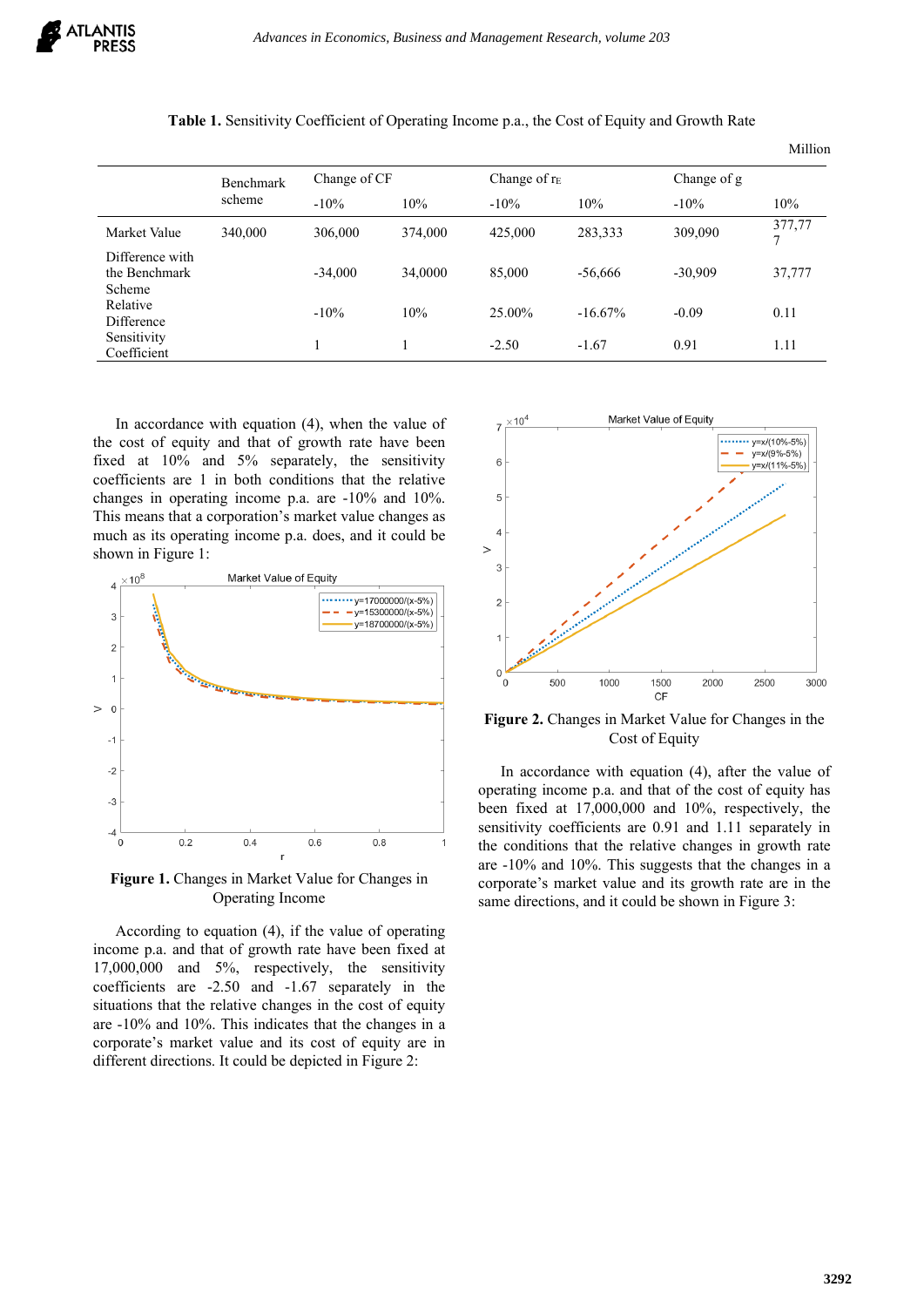**Table 1.** Sensitivity Coefficient of Operating Income p.a., the Cost of Equity and Growth Rate

Million

| | Benchmark scheme | Change of CF | | Change of $r_E$ | | Change of g | |
|---|---|---|---|---|---|---|---|
| | | -10% | 10% | -10% | 10% | -10% | 10% |
| Market Value | 340,000 | 306,000 | 374,000 | 425,000 | 283,333 | 309,090 | 377,777 |
| Difference with the Benchmark Scheme | | -34,000 | 34,0000 | 85,000 | -56,666 | -30,909 | 37,777 |
| Relative Difference | | -10% | 10% | 25.00% | -16.67% | -0.09 | 0.11 |
| Sensitivity Coefficient | | 1 | 1 | -2.50 | -1.67 | 0.91 | 1.11 |

In accordance with equation (4), when the value of the cost of equity and that of growth rate have been fixed at 10% and 5% separately, the sensitivity coefficients are 1 in both conditions that the relative changes in operating income p.a. are -10% and 10%. This means that a corporation's market value changes as much as its operating income p.a. does, and it could be shown in Figure 1:

**Figure 1.** Changes in Market Value for Changes in Operating Income

According to equation (4), if the value of operating income p.a. and that of growth rate have been fixed at 17,000,000 and 5%, respectively, the sensitivity coefficients are -2.50 and -1.67 separately in the situations that the relative changes in the cost of equity are -10% and 10%. This indicates that the changes in a corporate's market value and its cost of equity are in different directions. It could be depicted in Figure 2:

**Figure 2.** Changes in Market Value for Changes in the Cost of Equity

In accordance with equation (4), after the value of operating income p.a. and that of the cost of equity has been fixed at 17,000,000 and 10%, respectively, the sensitivity coefficients are 0.91 and 1.11 separately in the conditions that the relative changes in growth rate are -10% and 10%. This suggests that the changes in a corporate's market value and its growth rate are in the same directions, and it could be shown in Figure 3: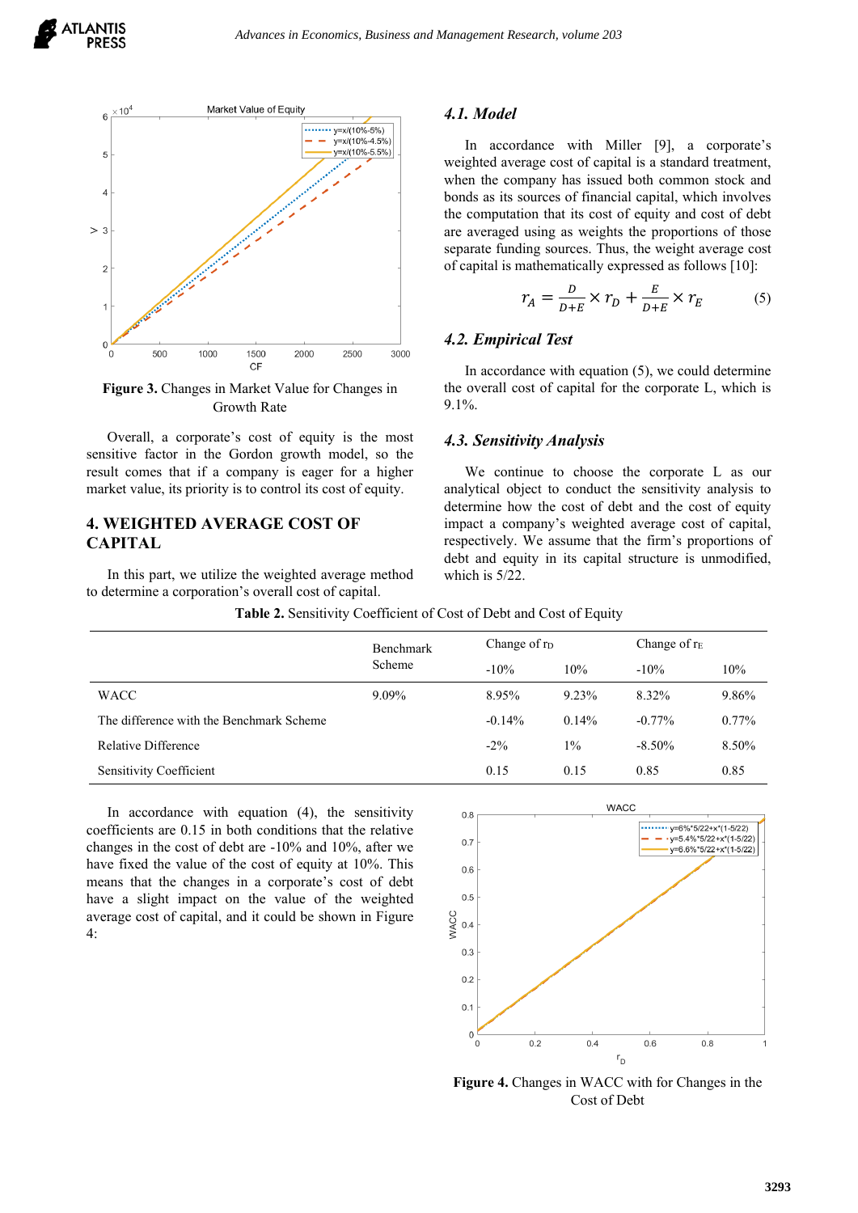Figure 3. Changes in Market Value for Changes in Growth Rate

Overall, a corporate's cost of equity is the most sensitive factor in the Gordon growth model, so the result comes that if a company is eager for a higher market value, its priority is to control its cost of equity.

## 4. WEIGHTED AVERAGE COST OF CAPITAL

In this part, we utilize the weighted average method to determine a corporation's overall cost of capital.

### 4.1. Model

In accordance with Miller [9], a corporate's weighted average cost of capital is a standard treatment, when the company has issued both common stock and bonds as its sources of financial capital, which involves the computation that its cost of equity and cost of debt are averaged using as weights the proportions of those separate funding sources. Thus, the weight average cost of capital is mathematically expressed as follows [10]:

$$r_A = \frac{D}{D+E} \times r_D + \frac{E}{D+E} \times r_E \quad (5)$$

### 4.2. Empirical Test

In accordance with equation (5), we could determine the overall cost of capital for the corporate L, which is 9.1%.

### 4.3. Sensitivity Analysis

We continue to choose the corporate L as our analytical object to conduct the sensitivity analysis to determine how the cost of debt and the cost of equity impact a company's weighted average cost of capital, respectively. We assume that the firm's proportions of debt and equity in its capital structure is unmodified, which is 5/22.

**Table 2.** Sensitivity Coefficient of Cost of Debt and Cost of Equity

| | Benchmark Scheme | Change of $r_D$ | | Change of $r_E$ | |
|---|---|---|---|---|---|
| | | -10% | 10% | -10% | 10% |
| WACC | 9.09% | 8.95% | 9.23% | 8.32% | 9.86% |
| The difference with the Benchmark Scheme | | -0.14% | 0.14% | -0.77% | 0.77% |
| Relative Difference | | -2% | 1% | -8.50% | 8.50% |
| Sensitivity Coefficient | | 0.15 | 0.15 | 0.85 | 0.85 |

In accordance with equation (4), the sensitivity coefficients are 0.15 in both conditions that the relative changes in the cost of debt are -10% and 10%, after we have fixed the value of the cost of equity at 10%. This means that the changes in a corporate's cost of debt have a slight impact on the value of the weighted average cost of capital, and it could be shown in Figure 4:

Figure 4. Changes in WACC with for Changes in the Cost of Debt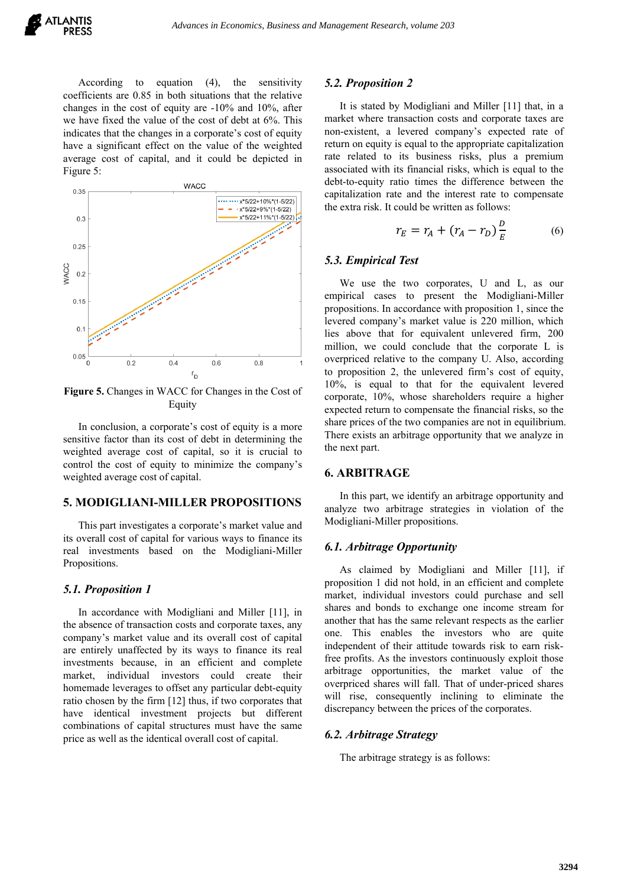According to equation (4), the sensitivity coefficients are 0.85 in both situations that the relative changes in the cost of equity are -10% and 10%, after we have fixed the value of the cost of debt at 6%. This indicates that the changes in a corporate's cost of equity have a significant effect on the value of the weighted average cost of capital, and it could be depicted in Figure 5:

**Figure 5.** Changes in WACC for Changes in the Cost of Equity

In conclusion, a corporate's cost of equity is a more sensitive factor than its cost of debt in determining the weighted average cost of capital, so it is crucial to control the cost of equity to minimize the company's weighted average cost of capital.

## 5. MODIGLIANI-MILLER PROPOSITIONS

This part investigates a corporate's market value and its overall cost of capital for various ways to finance its real investments based on the Modigliani-Miller Propositions.

### *5.1. Proposition 1*

In accordance with Modigliani and Miller [11], in the absence of transaction costs and corporate taxes, any company's market value and its overall cost of capital are entirely unaffected by its ways to finance its real investments because, in an efficient and complete market, individual investors could create their homemade leverages to offset any particular debt-equity ratio chosen by the firm [12] thus, if two corporates that have identical investment projects but different combinations of capital structures must have the same price as well as the identical overall cost of capital.

### *5.2. Proposition 2*

It is stated by Modigliani and Miller [11] that, in a market where transaction costs and corporate taxes are non-existent, a levered company's expected rate of return on equity is equal to the appropriate capitalization rate related to its business risks, plus a premium associated with its financial risks, which is equal to the debt-to-equity ratio times the difference between the capitalization rate and the interest rate to compensate the extra risk. It could be written as follows:

$$r_E = r_A + (r_A - r_D)\frac{D}{E} \tag{6}$$

### *5.3. Empirical Test*

We use the two corporates, U and L, as our empirical cases to present the Modigliani-Miller propositions. In accordance with proposition 1, since the levered company's market value is 220 million, which lies above that for equivalent unlevered firm, 200 million, we could conclude that the corporate L is overpriced relative to the company U. Also, according to proposition 2, the unlevered firm's cost of equity, 10%, is equal to that for the equivalent levered corporate, 10%, whose shareholders require a higher expected return to compensate the financial risks, so the share prices of the two companies are not in equilibrium. There exists an arbitrage opportunity that we analyze in the next part.

## 6. ARBITRAGE

In this part, we identify an arbitrage opportunity and analyze two arbitrage strategies in violation of the Modigliani-Miller propositions.

### *6.1. Arbitrage Opportunity*

As claimed by Modigliani and Miller [11], if proposition 1 did not hold, in an efficient and complete market, individual investors could purchase and sell shares and bonds to exchange one income stream for another that has the same relevant respects as the earlier one. This enables the investors who are quite independent of their attitude towards risk to earn risk-free profits. As the investors continuously exploit those arbitrage opportunities, the market value of the overpriced shares will fall. That of under-priced shares will rise, consequently inclining to eliminate the discrepancy between the prices of the corporates.

### *6.2. Arbitrage Strategy*

The arbitrage strategy is as follows: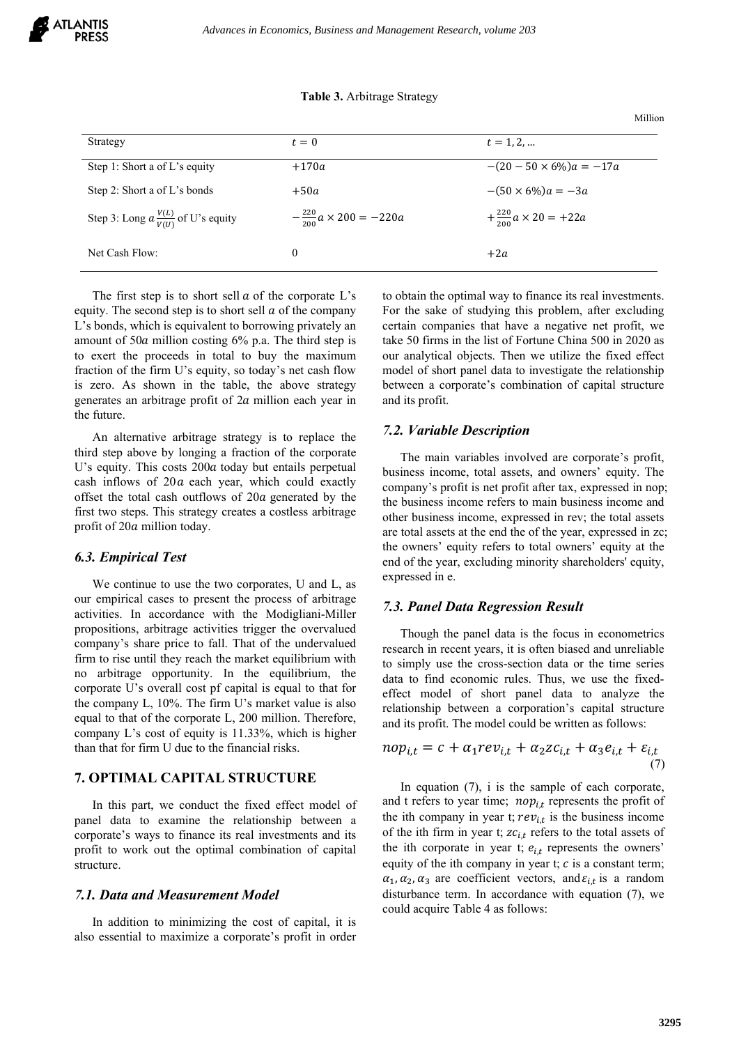**Table 3.** Arbitrage Strategy

Million

| Strategy | $t = 0$ | $t = 1, 2, \ldots$ |
|---|---|---|
| Step 1: Short a of L's equity | $+170a$ | $-(20 - 50 \times 6\%)a = -17a$ |
| Step 2: Short a of L's bonds | $+50a$ | $-(50 \times 6\%)a = -3a$ |
| Step 3: Long $a\frac{V(L)}{V(U)}$ of U's equity | $-\frac{220}{200}a \times 200 = -220a$ | $+\frac{220}{200}a \times 20 = +22a$ |
| Net Cash Flow: | 0 | $+2a$ |

The first step is to short sell $a$ of the corporate L's equity. The second step is to short sell $a$ of the company L's bonds, which is equivalent to borrowing privately an amount of $50a$ million costing 6% p.a. The third step is to exert the proceeds in total to buy the maximum fraction of the firm U's equity, so today's net cash flow is zero. As shown in the table, the above strategy generates an arbitrage profit of $2a$ million each year in the future.

An alternative arbitrage strategy is to replace the third step above by longing a fraction of the corporate U's equity. This costs $200a$ today but entails perpetual cash inflows of $20a$ each year, which could exactly offset the total cash outflows of $20a$ generated by the first two steps. This strategy creates a costless arbitrage profit of $20a$ million today.

### 6.3. Empirical Test

We continue to use the two corporates, U and L, as our empirical cases to present the process of arbitrage activities. In accordance with the Modigliani-Miller propositions, arbitrage activities trigger the overvalued company's share price to fall. That of the undervalued firm to rise until they reach the market equilibrium with no arbitrage opportunity. In the equilibrium, the corporate U's overall cost pf capital is equal to that for the company L, 10%. The firm U's market value is also equal to that of the corporate L, 200 million. Therefore, company L's cost of equity is 11.33%, which is higher than that for firm U due to the financial risks.

## 7. OPTIMAL CAPITAL STRUCTURE

In this part, we conduct the fixed effect model of panel data to examine the relationship between a corporate's ways to finance its real investments and its profit to work out the optimal combination of capital structure.

### 7.1. Data and Measurement Model

In addition to minimizing the cost of capital, it is also essential to maximize a corporate's profit in order to obtain the optimal way to finance its real investments. For the sake of studying this problem, after excluding certain companies that have a negative net profit, we take 50 firms in the list of Fortune China 500 in 2020 as our analytical objects. Then we utilize the fixed effect model of short panel data to investigate the relationship between a corporate's combination of capital structure and its profit.

### 7.2. Variable Description

The main variables involved are corporate's profit, business income, total assets, and owners' equity. The company's profit is net profit after tax, expressed in nop; the business income refers to main business income and other business income, expressed in rev; the total assets are total assets at the end of the of the year, expressed in zc; the owners' equity refers to total owners' equity at the end of the year, excluding minority shareholders' equity, expressed in e.

### 7.3. Panel Data Regression Result

Though the panel data is the focus in econometrics research in recent years, it is often biased and unreliable to simply use the cross-section data or the time series data to find economic rules. Thus, we use the fixed-effect model of short panel data to analyze the relationship between a corporation's capital structure and its profit. The model could be written as follows:

$$nop_{i,t} = c + \alpha_1 rev_{i,t} + \alpha_2 zc_{i,t} + \alpha_3 e_{i,t} + \varepsilon_{i,t} \tag{7}$$

In equation (7), i is the sample of each corporate, and t refers to year time; $nop_{i,t}$ represents the profit of the ith company in year t; $rev_{i,t}$ is the business income of the ith firm in year t; $zc_{i,t}$ refers to the total assets of the ith corporate in year t; $e_{i,t}$ represents the owners' equity of the ith company in year t; $c$ is a constant term; $\alpha_1, \alpha_2, \alpha_3$ are coefficient vectors, and $\varepsilon_{i,t}$ is a random disturbance term. In accordance with equation (7), we could acquire Table 4 as follows: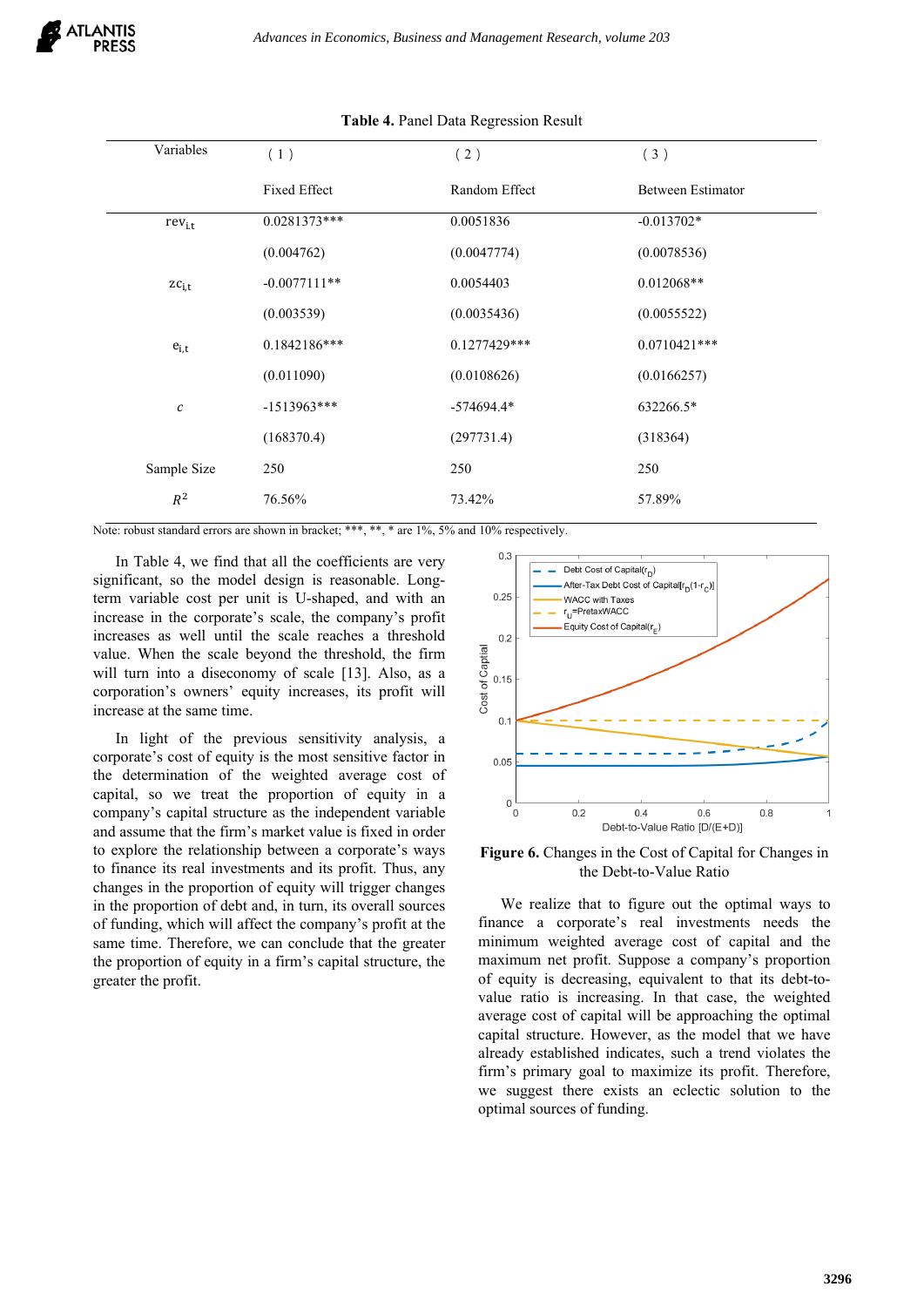**Table 4.** Panel Data Regression Result

| Variables | (1) | (2) | (3) |
|---|---|---|---|
| | Fixed Effect | Random Effect | Between Estimator |
| $rev_{i,t}$ | 0.0281373*** | 0.0051836 | -0.013702* |
| | (0.004762) | (0.0047774) | (0.0078536) |
| $zc_{i,t}$ | -0.0077111** | 0.0054403 | 0.012068** |
| | (0.003539) | (0.0035436) | (0.0055522) |
| $e_{i,t}$ | 0.1842186*** | 0.1277429*** | 0.0710421*** |
| | (0.011090) | (0.0108626) | (0.0166257) |
| $c$ | -1513963*** | -574694.4* | 632266.5* |
| | (168370.4) | (297731.4) | (318364) |
| Sample Size | 250 | 250 | 250 |
| $R^2$ | 76.56% | 73.42% | 57.89% |

Note: robust standard errors are shown in bracket; ***, **, * are 1%, 5% and 10% respectively.

In Table 4, we find that all the coefficients are very significant, so the model design is reasonable. Long-term variable cost per unit is U-shaped, and with an increase in the corporate's scale, the company's profit increases as well until the scale reaches a threshold value. When the scale beyond the threshold, the firm will turn into a diseconomy of scale [13]. Also, as a corporation's owners' equity increases, its profit will increase at the same time.

In light of the previous sensitivity analysis, a corporate's cost of equity is the most sensitive factor in the determination of the weighted average cost of capital, so we treat the proportion of equity in a company's capital structure as the independent variable and assume that the firm's market value is fixed in order to explore the relationship between a corporate's ways to finance its real investments and its profit. Thus, any changes in the proportion of equity will trigger changes in the proportion of debt and, in turn, its overall sources of funding, which will affect the company's profit at the same time. Therefore, we can conclude that the greater the proportion of equity in a firm's capital structure, the greater the profit.

**Figure 6.** Changes in the Cost of Capital for Changes in the Debt-to-Value Ratio

We realize that to figure out the optimal ways to finance a corporate's real investments needs the minimum weighted average cost of capital and the maximum net profit. Suppose a company's proportion of equity is decreasing, equivalent to that its debt-to-value ratio is increasing. In that case, the weighted average cost of capital will be approaching the optimal capital structure. However, as the model that we have already established indicates, such a trend violates the firm's primary goal to maximize its profit. Therefore, we suggest there exists an eclectic solution to the optimal sources of funding.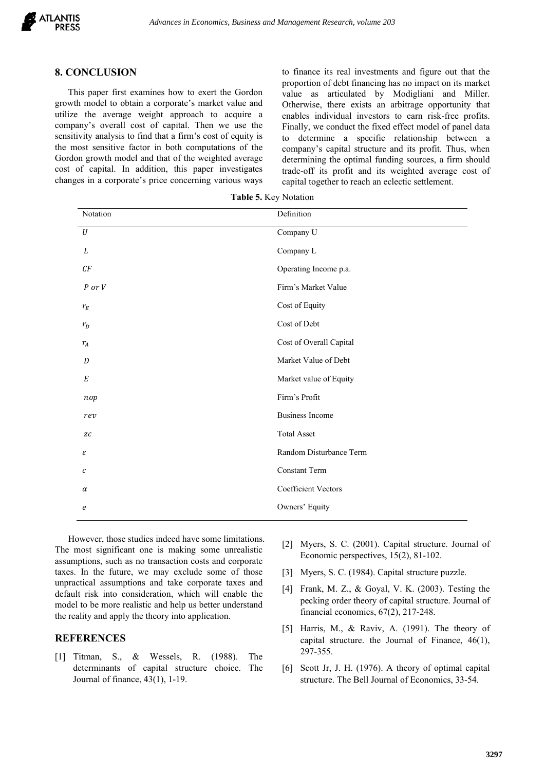## 8. CONCLUSION

This paper first examines how to exert the Gordon growth model to obtain a corporate's market value and utilize the average weight approach to acquire a company's overall cost of capital. Then we use the sensitivity analysis to find that a firm's cost of equity is the most sensitive factor in both computations of the Gordon growth model and that of the weighted average cost of capital. In addition, this paper investigates changes in a corporate's price concerning various ways to finance its real investments and figure out that the proportion of debt financing has no impact on its market value as articulated by Modigliani and Miller. Otherwise, there exists an arbitrage opportunity that enables individual investors to earn risk-free profits. Finally, we conduct the fixed effect model of panel data to determine a specific relationship between a company's capital structure and its profit. Thus, when determining the optimal funding sources, a firm should trade-off its profit and its weighted average cost of capital together to reach an eclectic settlement.

**Table 5.** Key Notation

| Notation | Definition |
|---|---|
| $U$ | Company U |
| $L$ | Company L |
| $CF$ | Operating Income p.a. |
| $P$ or $V$ | Firm's Market Value |
| $r_E$ | Cost of Equity |
| $r_D$ | Cost of Debt |
| $r_A$ | Cost of Overall Capital |
| $D$ | Market Value of Debt |
| $E$ | Market value of Equity |
| $nop$ | Firm's Profit |
| $rev$ | Business Income |
| $zc$ | Total Asset |
| $\varepsilon$ | Random Disturbance Term |
| $c$ | Constant Term |
| $\alpha$ | Coefficient Vectors |
| $e$ | Owners' Equity |

However, those studies indeed have some limitations. The most significant one is making some unrealistic assumptions, such as no transaction costs and corporate taxes. In the future, we may exclude some of those unpractical assumptions and take corporate taxes and default risk into consideration, which will enable the model to be more realistic and help us better understand the reality and apply the theory into application.

## REFERENCES

[1] Titman, S., & Wessels, R. (1988). The determinants of capital structure choice. The Journal of finance, 43(1), 1-19.

[2] Myers, S. C. (2001). Capital structure. Journal of Economic perspectives, 15(2), 81-102.

[3] Myers, S. C. (1984). Capital structure puzzle.

[4] Frank, M. Z., & Goyal, V. K. (2003). Testing the pecking order theory of capital structure. Journal of financial economics, 67(2), 217-248.

[5] Harris, M., & Raviv, A. (1991). The theory of capital structure. the Journal of Finance, 46(1), 297-355.

[6] Scott Jr, J. H. (1976). A theory of optimal capital structure. The Bell Journal of Economics, 33-54.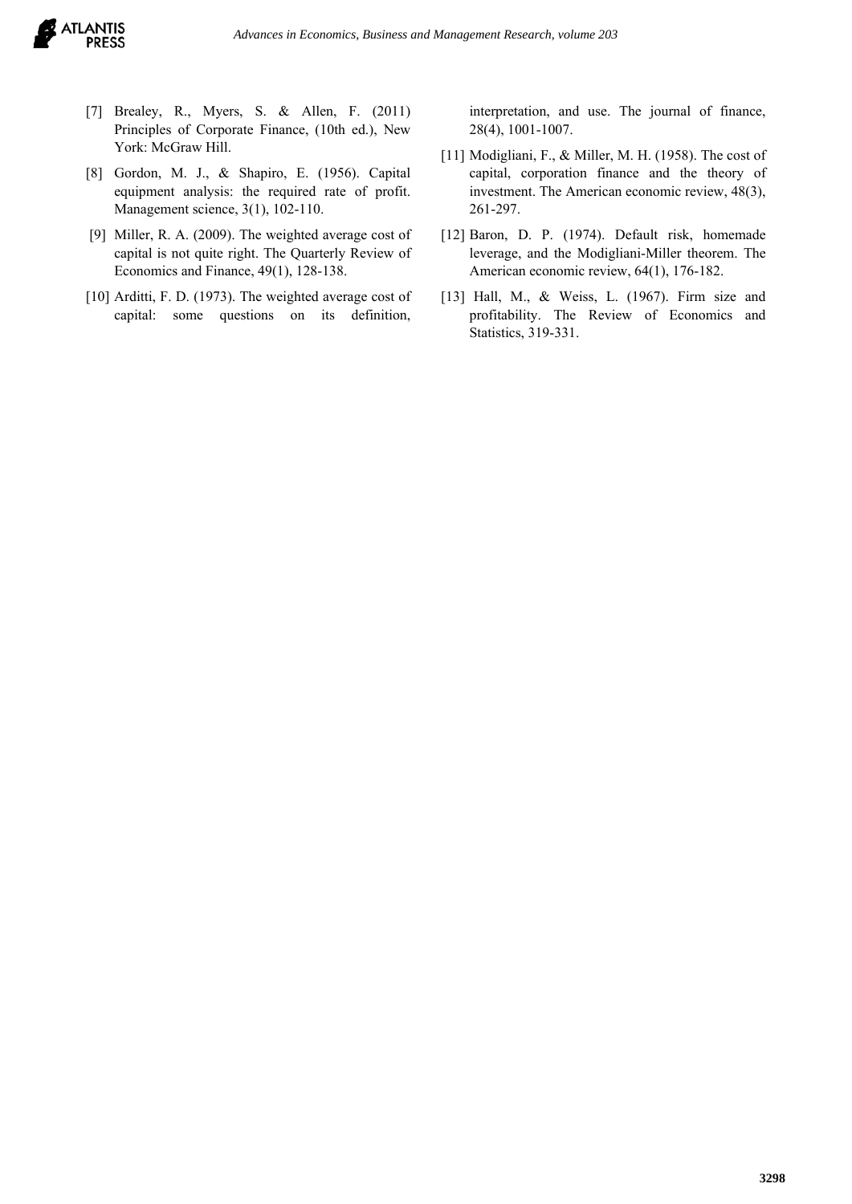[7] Brealey, R., Myers, S. & Allen, F. (2011) Principles of Corporate Finance, (10th ed.), New York: McGraw Hill.

[8] Gordon, M. J., & Shapiro, E. (1956). Capital equipment analysis: the required rate of profit. Management science, 3(1), 102-110.

[9] Miller, R. A. (2009). The weighted average cost of capital is not quite right. The Quarterly Review of Economics and Finance, 49(1), 128-138.

[10] Arditti, F. D. (1973). The weighted average cost of capital: some questions on its definition, interpretation, and use. The journal of finance, 28(4), 1001-1007.

[11] Modigliani, F., & Miller, M. H. (1958). The cost of capital, corporation finance and the theory of investment. The American economic review, 48(3), 261-297.

[12] Baron, D. P. (1974). Default risk, homemade leverage, and the Modigliani-Miller theorem. The American economic review, 64(1), 176-182.

[13] Hall, M., & Weiss, L. (1967). Firm size and profitability. The Review of Economics and Statistics, 319-331.